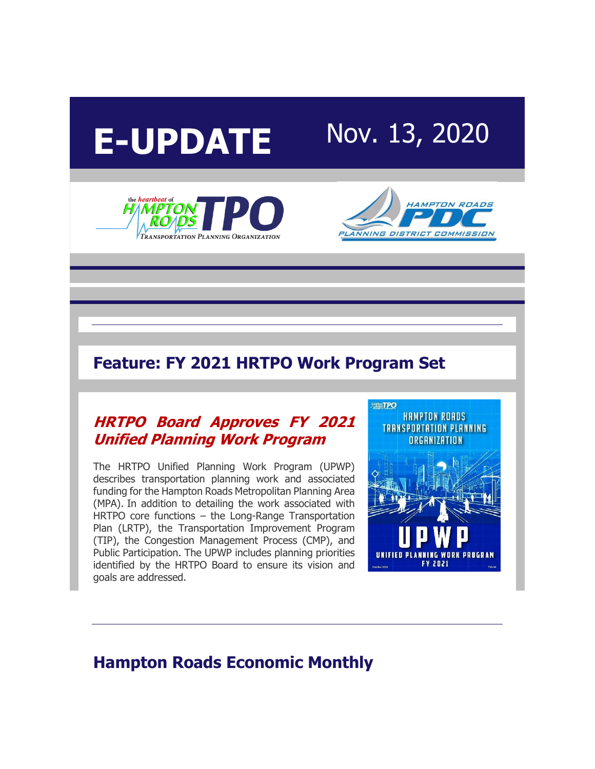# E-UPDATE

Nov. 13, 2020

## Feature: FY 2021 HRTPO Work Program Set

### *HRTPO Board Approves FY 2021 Unified Planning Work Program*

The HRTPO Unified Planning Work Program (UPWP) describes transportation planning work and associated funding for the Hampton Roads Metropolitan Planning Area (MPA). In addition to detailing the work associated with HRTPO core functions – the Long-Range Transportation Plan (LRTP), the Transportation Improvement Program (TIP), the Congestion Management Process (CMP), and Public Participation. The UPWP includes planning priorities identified by the HRTPO Board to ensure its vision and goals are addressed.

---

## Hampton Roads Economic Monthly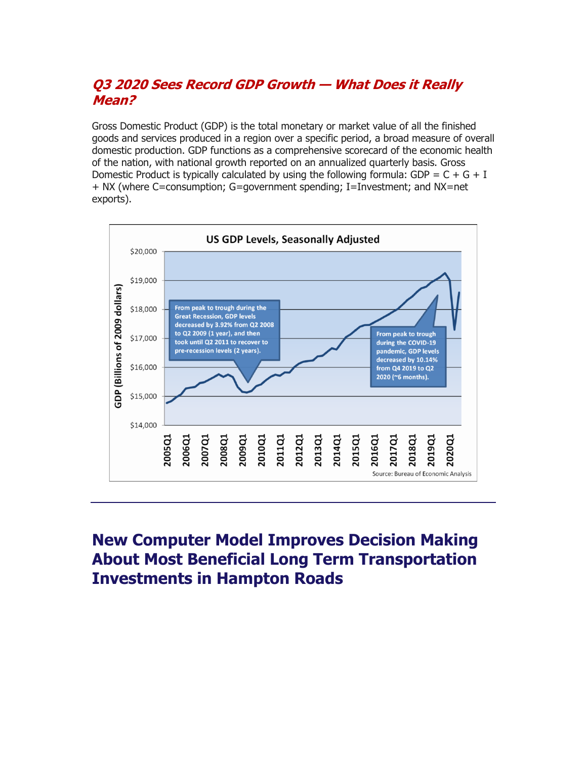## *Q3 2020 Sees Record GDP Growth — What Does it Really Mean?*

Gross Domestic Product (GDP) is the total monetary or market value of all the finished goods and services produced in a region over a specific period, a broad measure of overall domestic production. GDP functions as a comprehensive scorecard of the economic health of the nation, with national growth reported on an annualized quarterly basis. Gross Domestic Product is typically calculated by using the following formula: $GDP = C + G + I + NX$ (where C=consumption; G=government spending; I=Investment; and NX=net exports).

**US GDP Levels, Seasonally Adjusted**

From peak to trough during the Great Recession, GDP levels decreased by 3.92% from Q2 2008 to Q2 2009 (1 year), and then took until Q2 2011 to recover to pre-recession levels (2 years).

From peak to trough during the COVID-19 pandemic, GDP levels decreased by 10.14% from Q4 2019 to Q2 2020 (~6 months).

Source: Bureau of Economic Analysis

---

# New Computer Model Improves Decision Making About Most Beneficial Long Term Transportation Investments in Hampton Roads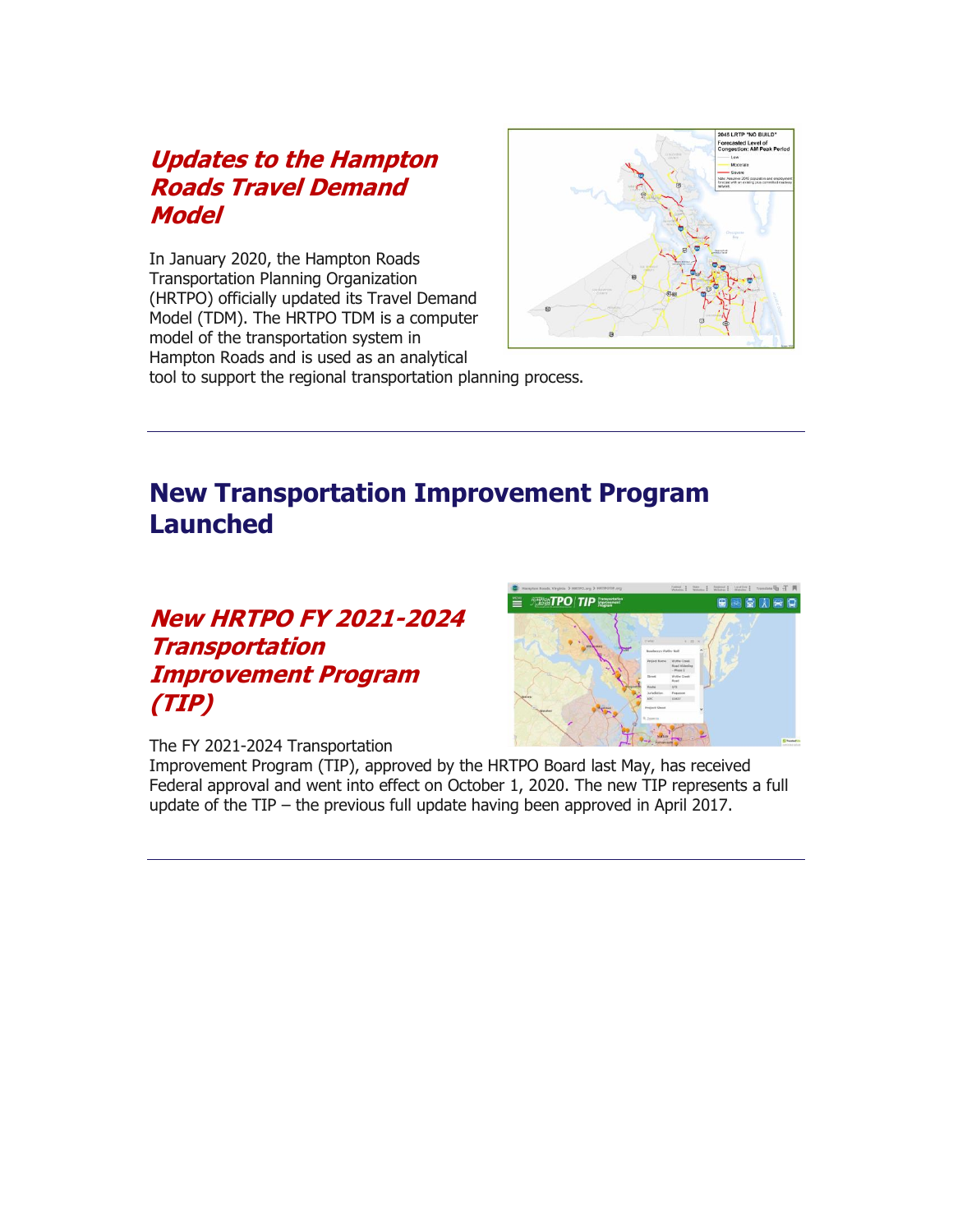### *Updates to the Hampton Roads Travel Demand Model*

In January 2020, the Hampton Roads Transportation Planning Organization (HRTPO) officially updated its Travel Demand Model (TDM). The HRTPO TDM is a computer model of the transportation system in Hampton Roads and is used as an analytical tool to support the regional transportation planning process.

---

## New Transportation Improvement Program Launched

### *New HRTPO FY 2021-2024 Transportation Improvement Program (TIP)*

The FY 2021-2024 Transportation Improvement Program (TIP), approved by the HRTPO Board last May, has received Federal approval and went into effect on October 1, 2020. The new TIP represents a full update of the TIP – the previous full update having been approved in April 2017.

---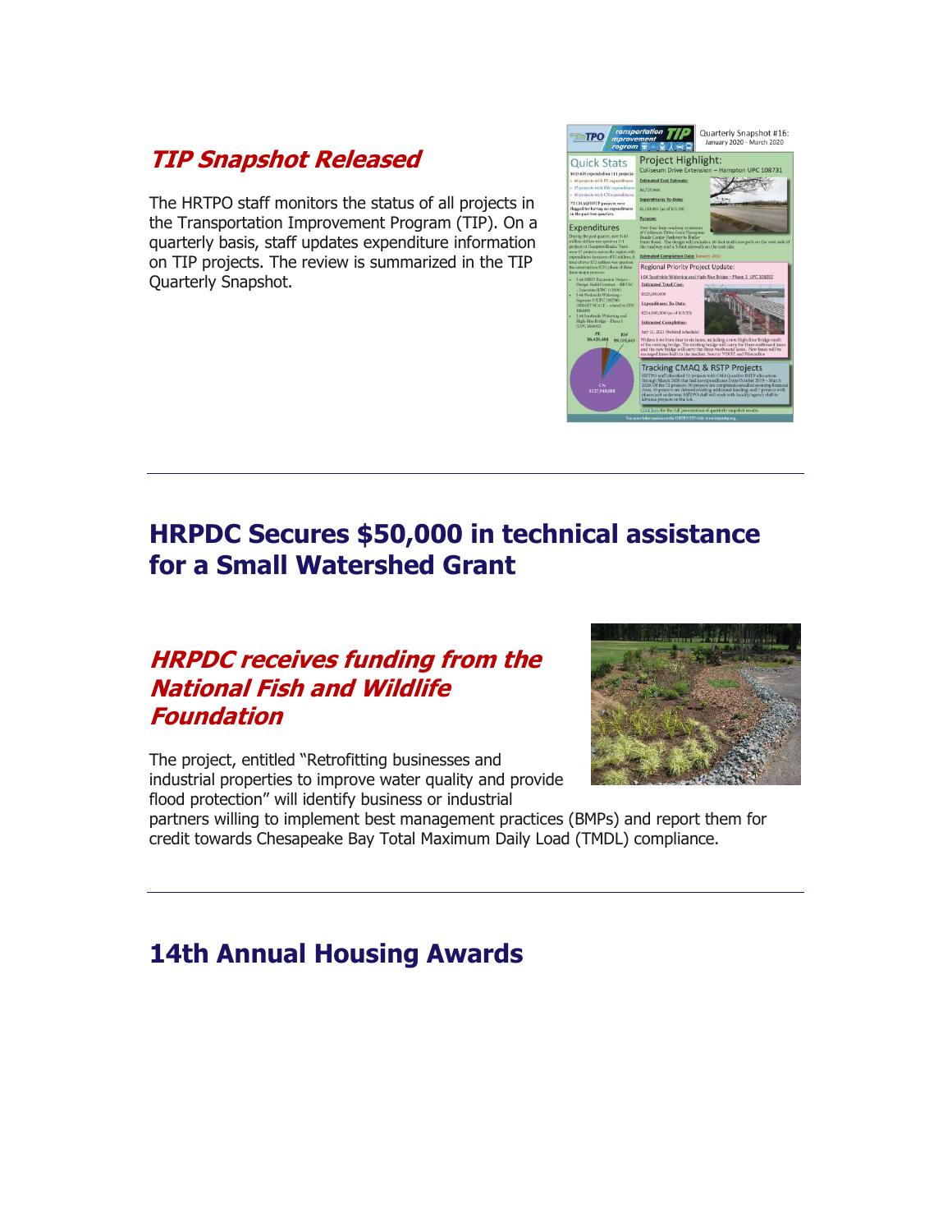### *TIP Snapshot Released*

The HRTPO staff monitors the status of all projects in the Transportation Improvement Program (TIP). On a quarterly basis, staff updates expenditure information on TIP projects. The review is summarized in the TIP Quarterly Snapshot.

---

## HRPDC Secures $50,000 in technical assistance for a Small Watershed Grant

### *HRPDC receives funding from the National Fish and Wildlife Foundation*

The project, entitled "Retrofitting businesses and industrial properties to improve water quality and provide flood protection" will identify business or industrial partners willing to implement best management practices (BMPs) and report them for credit towards Chesapeake Bay Total Maximum Daily Load (TMDL) compliance.

---

## 14th Annual Housing Awards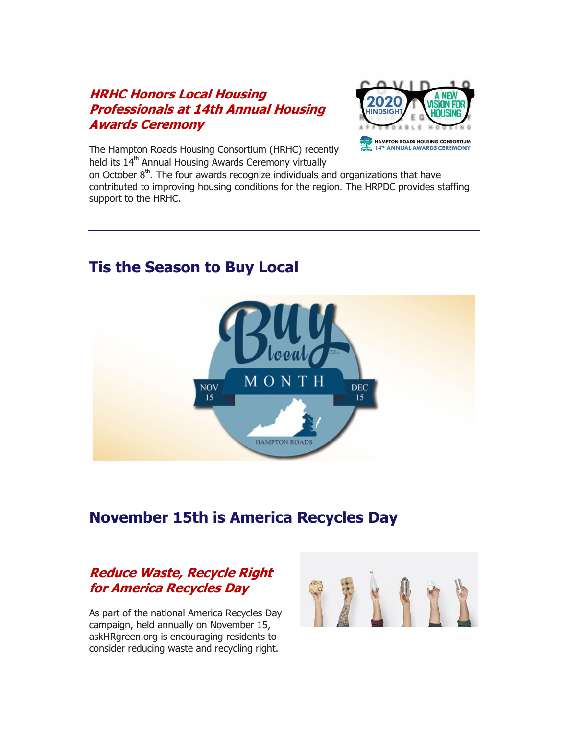### *HRHC Honors Local Housing Professionals at 14th Annual Housing Awards Ceremony*

The Hampton Roads Housing Consortium (HRHC) recently held its 14th Annual Housing Awards Ceremony virtually on October 8th. The four awards recognize individuals and organizations that have contributed to improving housing conditions for the region. The HRPDC provides staffing support to the HRHC.

---

## Tis the Season to Buy Local

---

## November 15th is America Recycles Day

### *Reduce Waste, Recycle Right for America Recycles Day*

As part of the national America Recycles Day campaign, held annually on November 15, askHRgreen.org is encouraging residents to consider reducing waste and recycling right.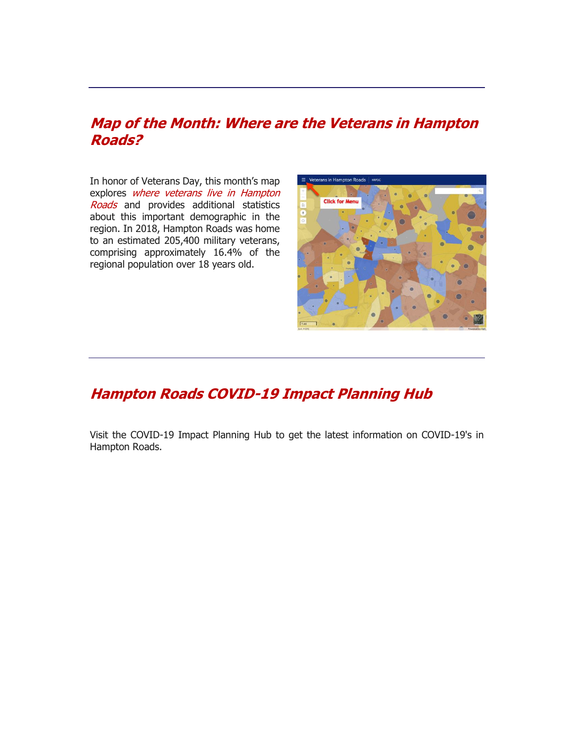## *Map of the Month: Where are the Veterans in Hampton Roads?*

In honor of Veterans Day, this month's map explores *where veterans live in Hampton Roads* and provides additional statistics about this important demographic in the region. In 2018, Hampton Roads was home to an estimated 205,400 military veterans, comprising approximately 16.4% of the regional population over 18 years old.

## *Hampton Roads COVID-19 Impact Planning Hub*

Visit the COVID-19 Impact Planning Hub to get the latest information on COVID-19's in Hampton Roads.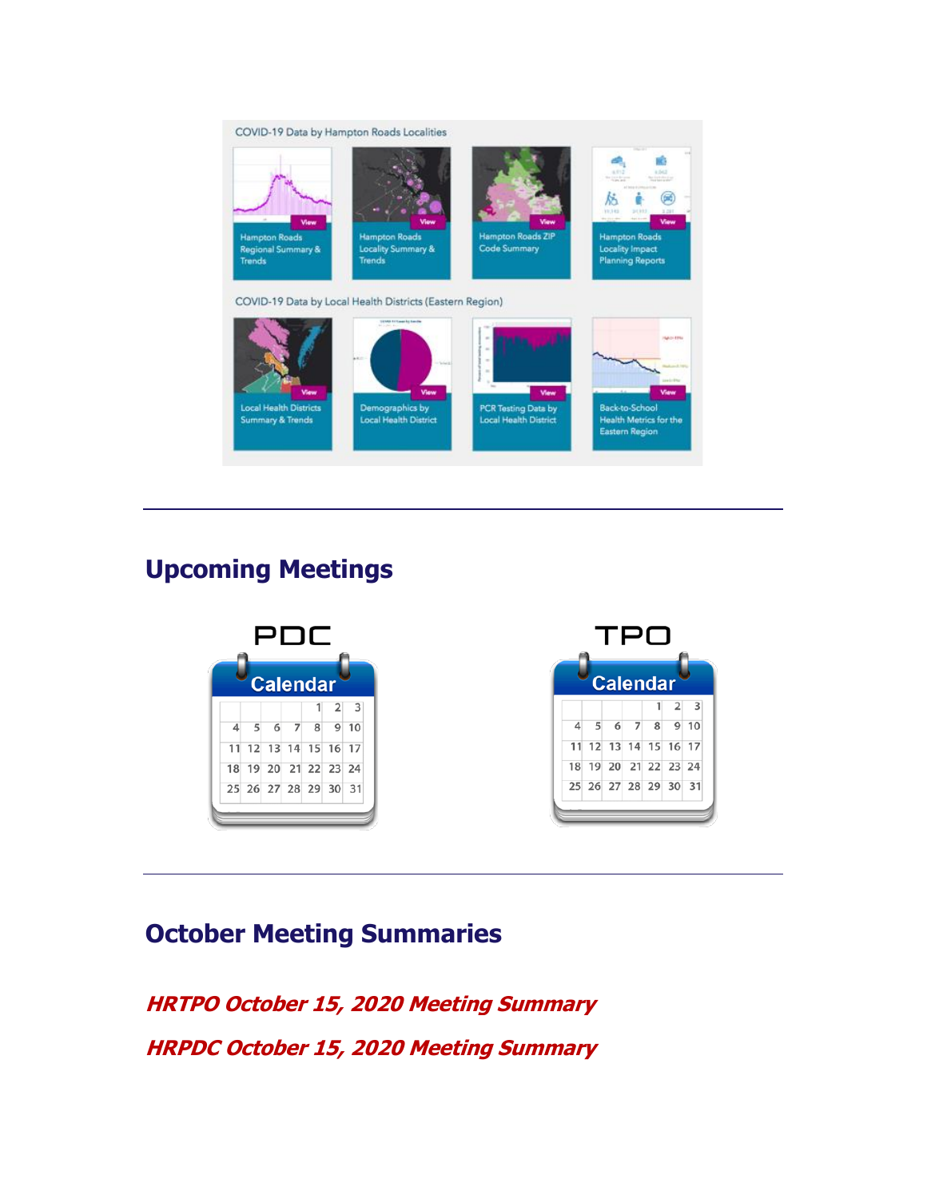COVID-19 Data by Hampton Roads Localities

- Hampton Roads Regional Summary & Trends
- Hampton Roads Locality Summary & Trends
- Hampton Roads ZIP Code Summary
- Hampton Roads Locality Impact Planning Reports

COVID-19 Data by Local Health Districts (Eastern Region)

- Local Health Districts Summary & Trends
- Demographics by Local Health District
- PCR Testing Data by Local Health District
- Back-to-School Health Metrics for the Eastern Region

---

## Upcoming Meetings

PDC

TPO

---

## October Meeting Summaries

***HRTPO October 15, 2020 Meeting Summary***

***HRPDC October 15, 2020 Meeting Summary***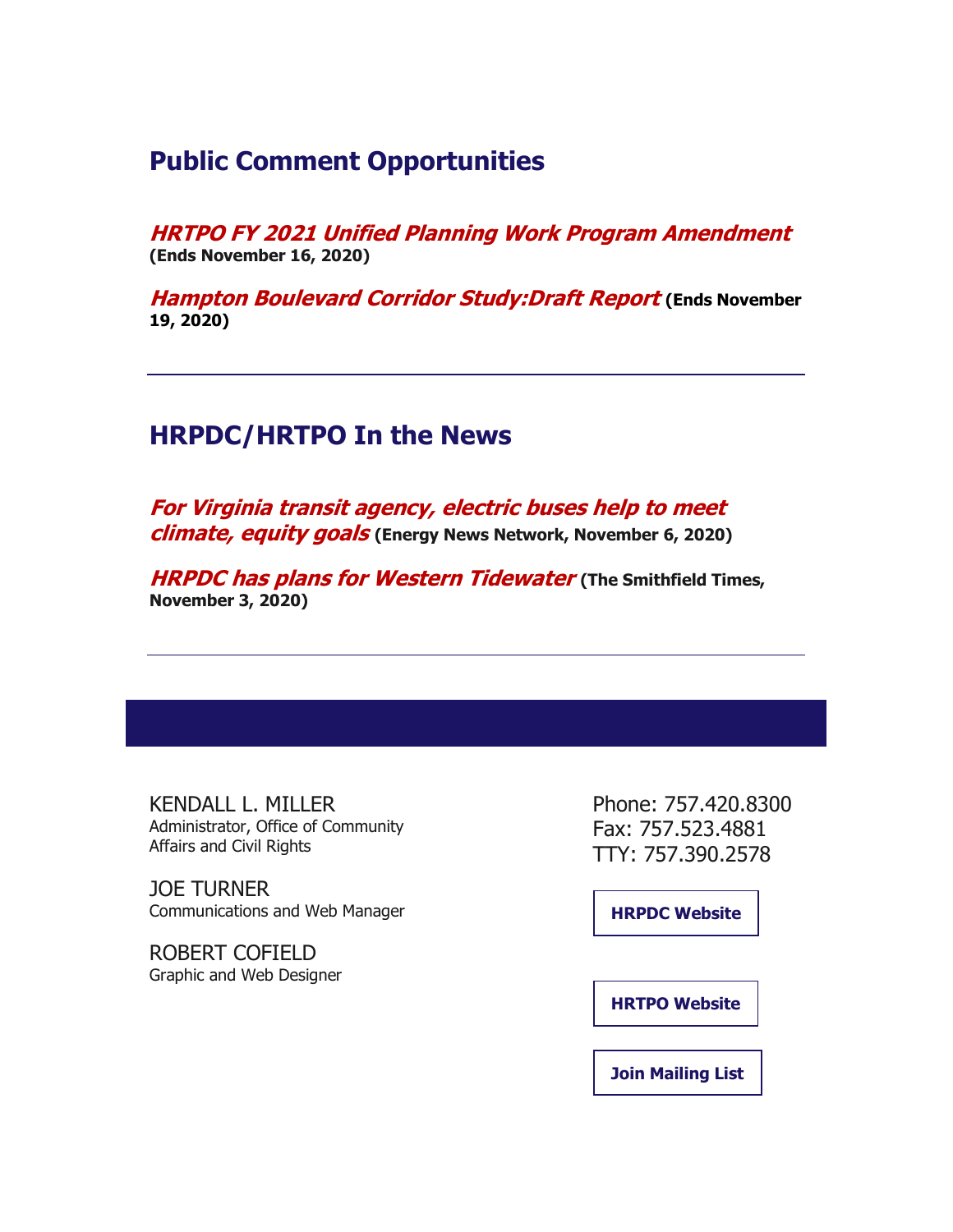## Public Comment Opportunities

***HRTPO FY 2021 Unified Planning Work Program Amendment***
**(Ends November 16, 2020)**

***Hampton Boulevard Corridor Study:Draft Report*** **(Ends November 19, 2020)**

---

## HRPDC/HRTPO In the News

***For Virginia transit agency, electric buses help to meet climate, equity goals*** **(Energy News Network, November 6, 2020)**

***HRPDC has plans for Western Tidewater*** **(The Smithfield Times, November 3, 2020)**

---

KENDALL L. MILLER
Administrator, Office of Community Affairs and Civil Rights

JOE TURNER
Communications and Web Manager

ROBERT COFIELD
Graphic and Web Designer

Phone: 757.420.8300
Fax: 757.523.4881
TTY: 757.390.2578

**HRPDC Website**

**HRTPO Website**

**Join Mailing List**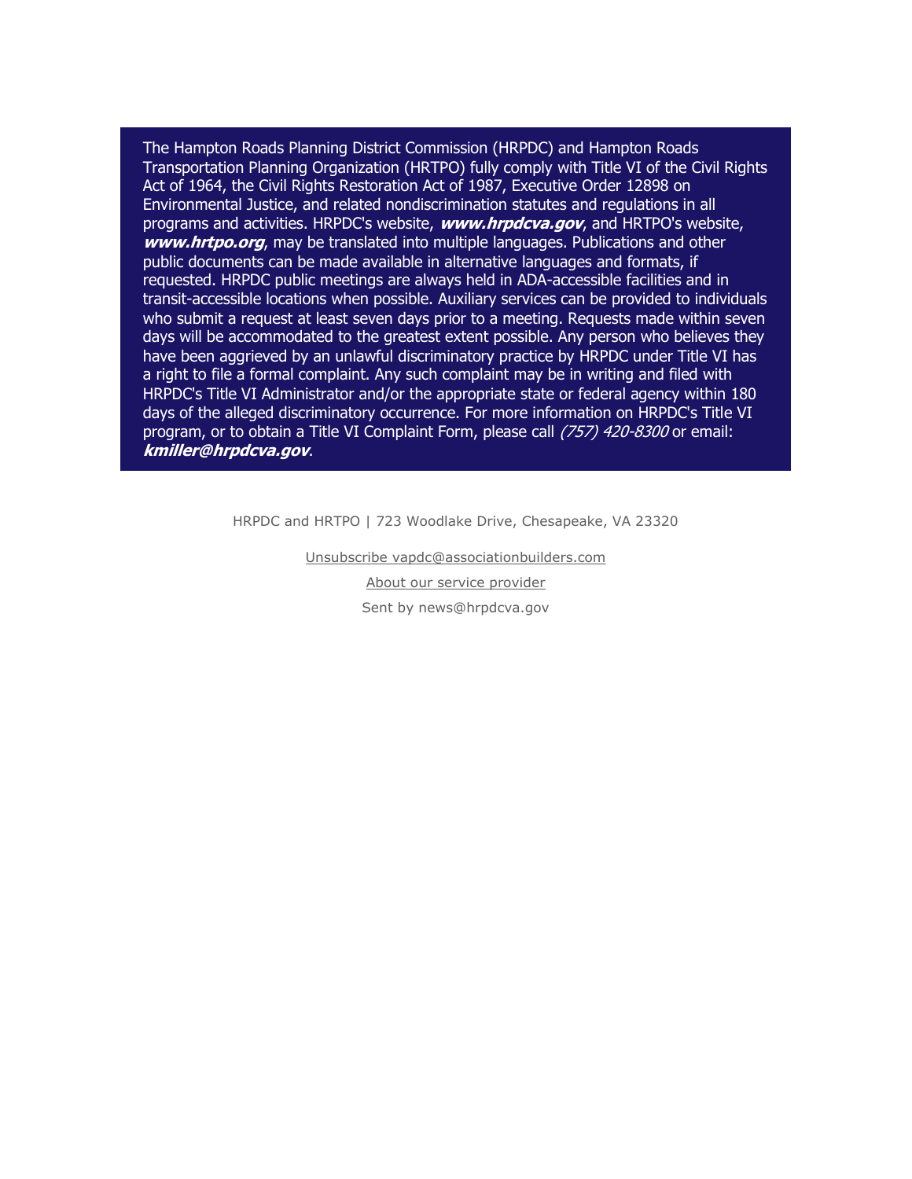The Hampton Roads Planning District Commission (HRPDC) and Hampton Roads Transportation Planning Organization (HRTPO) fully comply with Title VI of the Civil Rights Act of 1964, the Civil Rights Restoration Act of 1987, Executive Order 12898 on Environmental Justice, and related nondiscrimination statutes and regulations in all programs and activities. HRPDC's website, ***www.hrpdcva.gov***, and HRTPO's website, ***www.hrtpo.org***, may be translated into multiple languages. Publications and other public documents can be made available in alternative languages and formats, if requested. HRPDC public meetings are always held in ADA-accessible facilities and in transit-accessible locations when possible. Auxiliary services can be provided to individuals who submit a request at least seven days prior to a meeting. Requests made within seven days will be accommodated to the greatest extent possible. Any person who believes they have been aggrieved by an unlawful discriminatory practice by HRPDC under Title VI has a right to file a formal complaint. Any such complaint may be in writing and filed with HRPDC's Title VI Administrator and/or the appropriate state or federal agency within 180 days of the alleged discriminatory occurrence. For more information on HRPDC's Title VI program, or to obtain a Title VI Complaint Form, please call *(757) 420-8300* or email: ***kmiller@hrpdcva.gov***.

HRPDC and HRTPO | 723 Woodlake Drive, Chesapeake, VA 23320

Unsubscribe vapdc@associationbuilders.com

About our service provider

Sent by news@hrpdcva.gov